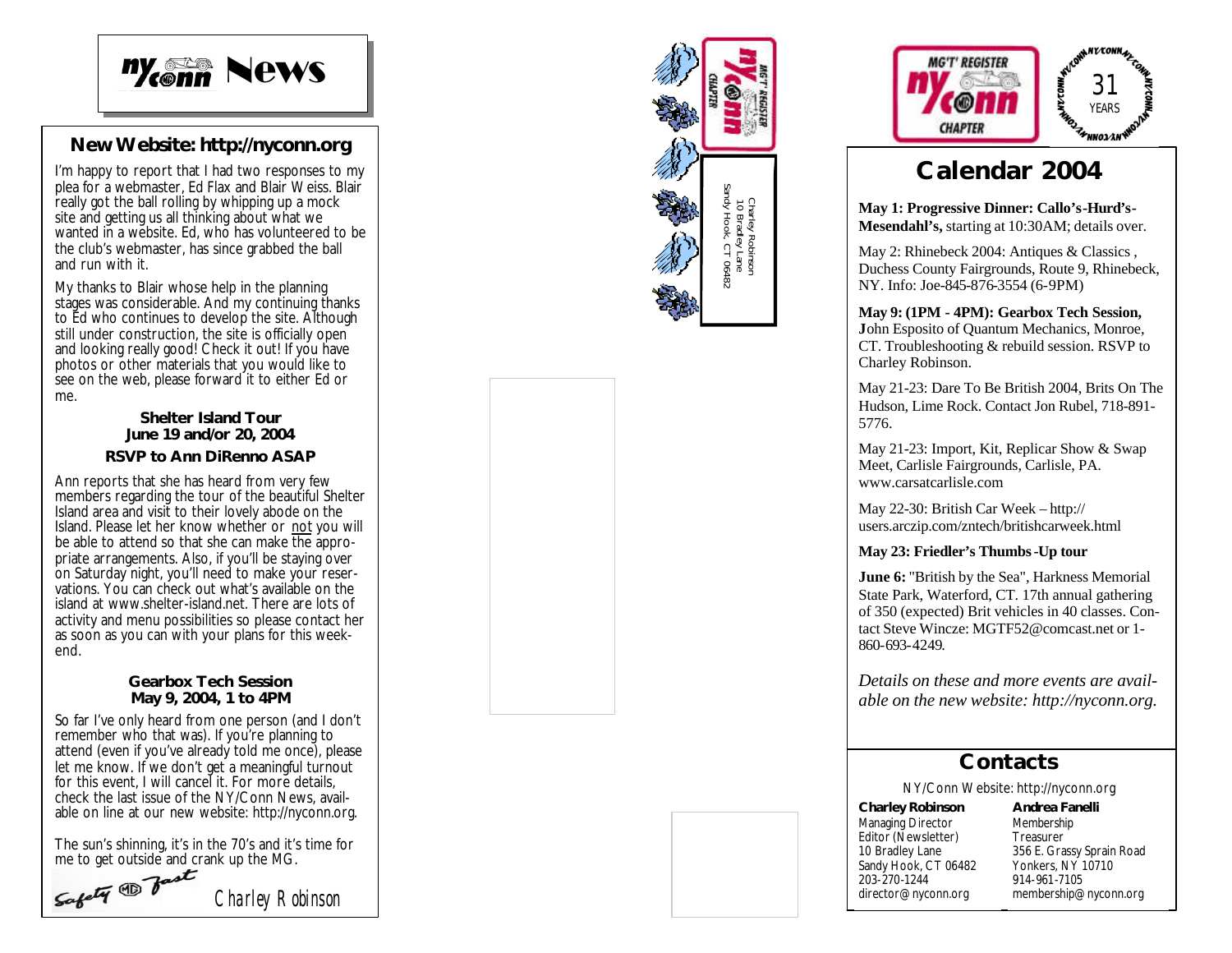# NY/Conn News

## New Website: http://nyconn.org

I'm happy to report that I had two responses to my plea for a webmaster, Ed Flax and Blair Weiss. Blair really got the ball rolling by whipping up a mock site and getting us all thinking about what we wanted in a website. Ed, who has volunteered to be the club's webmaster, has since grabbed the ball and run with it.

My thanks to Blair whose help in the planning stages was considerable. And my continuing thanks to Ed who continues to develop the site. Although still under construction, the site is officially open and looking really good! Check it out! If you have photos or other materials that you would like to see on the web, please forward it to either Ed or me.

### Shelter Island Tour
### June 19 and/or 20, 2004
### RSVP to Ann DiRenno ASAP

Ann reports that she has heard from very few members regarding the tour of the beautiful Shelter Island area and visit to their lovely abode on the Island. Please let her know whether or not you will be able to attend so that she can make the appropriate arrangements. Also, if you'll be staying over on Saturday night, you'll need to make your reservations. You can check out what's available on the island at www.shelter-island.net. There are lots of activity and menu possibilities so please contact her as soon as you can with your plans for this weekend.

### Gearbox Tech Session
### May 9, 2004, 1 to 4PM

So far I've only heard from one person (and I don't remember who that was). If you're planning to attend (even if you've already told me once), please let me know. If we don't get a meaningful turnout for this event, I will cancel it. For more details, check the last issue of the NY/Conn News, available on line at our new website: http://nyconn.org.

The sun's shinning, it's in the 70's and it's time for me to get outside and crank up the MG.

Safety Fast

Charley Robinson

---

MG'T' REGISTER NY/Conn CHAPTER

Charley Robinson
10 Bradley Lane
Sandy Hook, CT 06482

---

MG'T' REGISTER NY/Conn CHAPTER — 31 YEARS

## Calendar 2004

**May 1: Progressive Dinner: Callo's-Hurd's-Mesendahl's,** starting at 10:30AM; details over.

May 2: Rhinebeck 2004: Antiques & Classics , Duchess County Fairgrounds, Route 9, Rhinebeck, NY. Info: Joe-845-876-3554 (6-9PM)

**May 9: (1PM - 4PM): Gearbox Tech Session, J**ohn Esposito of Quantum Mechanics, Monroe, CT. Troubleshooting & rebuild session. RSVP to Charley Robinson.

May 21-23: Dare To Be British 2004, Brits On The Hudson, Lime Rock. Contact Jon Rubel, 718-891-5776.

May 21-23: Import, Kit, Replicar Show & Swap Meet, Carlisle Fairgrounds, Carlisle, PA. www.carsatcarlisle.com

May 22-30: British Car Week – http://users.arczip.com/zntech/britishcarweek.html

**May 23: Friedler's Thumbs-Up tour**

**June 6:** "British by the Sea", Harkness Memorial State Park, Waterford, CT. 17th annual gathering of 350 (expected) Brit vehicles in 40 classes. Contact Steve Wincze: MGTF52@comcast.net or 1-860-693-4249.

*Details on these and more events are available on the new website: http://nyconn.org.*

## Contacts

NY/Conn Website: http://nyconn.org

**Charley Robinson**
Managing Director
Editor (Newsletter)
10 Bradley Lane
Sandy Hook, CT 06482
203-270-1244
director@nyconn.org

**Andrea Fanelli**
Membership
Treasurer
356 E. Grassy Sprain Road
Yonkers, NY 10710
914-961-7105
membership@nyconn.org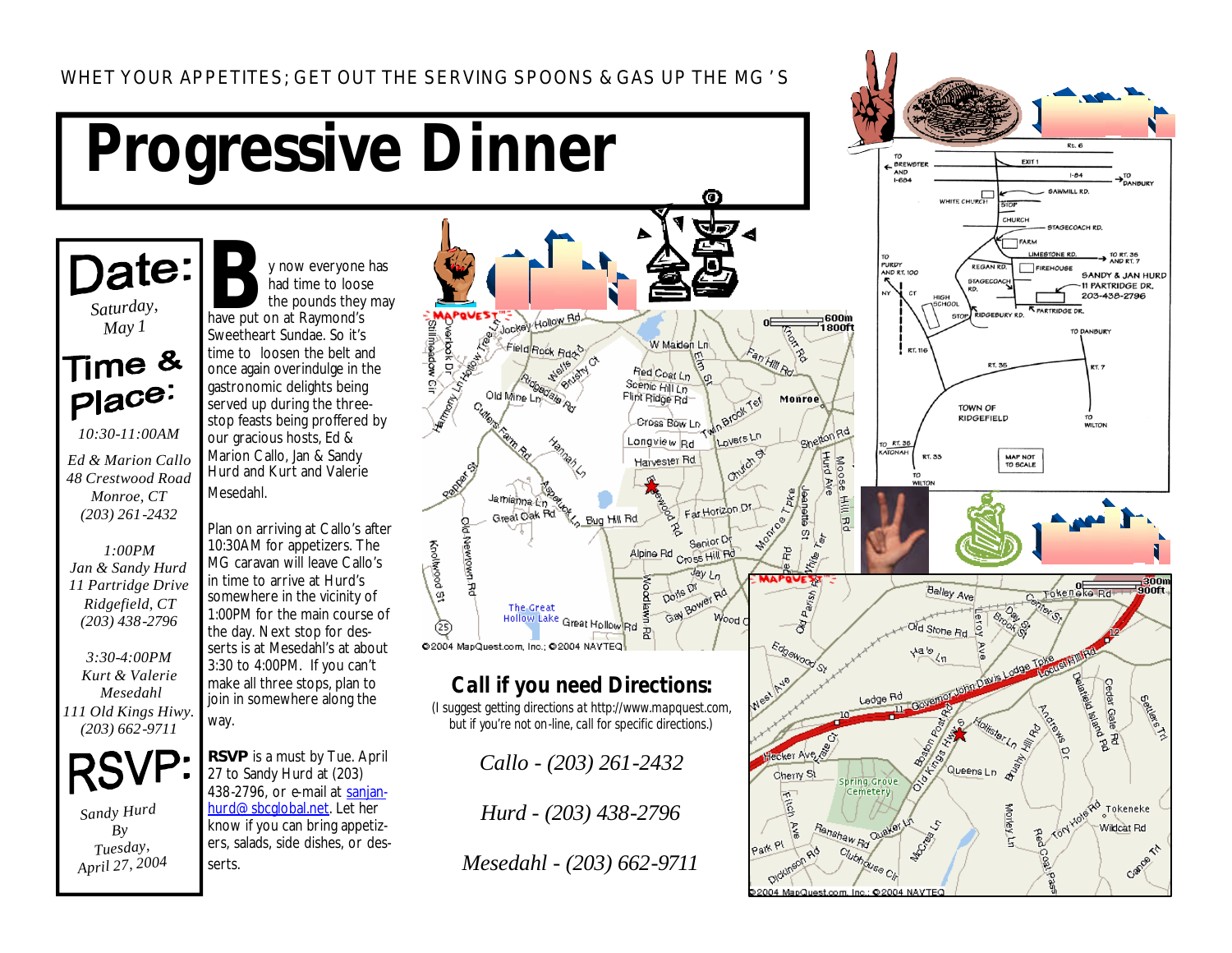WHET YOUR APPETITES; GET OUT THE SERVING SPOONS & GAS UP THE MG'S

# Progressive Dinner

## Date:

*Saturday, May 1*

## Time & Place:

*10:30-11:00AM*

*Ed & Marion Callo*
*48 Crestwood Road*
*Monroe, CT*
*(203) 261-2432*

*1:00PM*
*Jan & Sandy Hurd*
*11 Partridge Drive*
*Ridgefield, CT*
*(203) 438-2796*

*3:30-4:00PM*
*Kurt & Valerie Mesedahl*
*111 Old Kings Hiwy.*
*(203) 662-9711*

## RSVP:

*Sandy Hurd By Tuesday, April 27, 2004*

By now everyone has had time to loose the pounds they may have put on at Raymond's Sweetheart Sundae. So it's time to loosen the belt and once again overindulge in the gastronomic delights being served up during the three-stop feasts being proffered by our gracious hosts, Ed & Marion Callo, Jan & Sandy Hurd and Kurt and Valerie Mesedahl.

Plan on arriving at Callo's after 10:30AM for appetizers. The MG caravan will leave Callo's in time to arrive at Hurd's somewhere in the vicinity of 1:00PM for the main course of the day. Next stop for desserts is at Mesedahl's at about 3:30 to 4:00PM. If you can't make all three stops, plan to join in somewhere along the way.

**RSVP** is a must by Tue. April 27 to Sandy Hurd at (203) 438-2796, or e-mail at sanjan-hurd@sbcglobal.net. Let her know if you can bring appetizers, salads, side dishes, or desserts.

## Call if you need Directions:

(I suggest getting directions at http://www.mapquest.com, but if you're not on-line, call for specific directions.)

*Callo - (203) 261-2432*

*Hurd - (203) 438-2796*

*Mesedahl - (203) 662-9711*

SANDY & JAN HURD
11 PARTRIDGE DR.
203-438-2796

MAP NOT TO SCALE

©2004 MapQuest.com, Inc.; ©2004 NAVTEQ